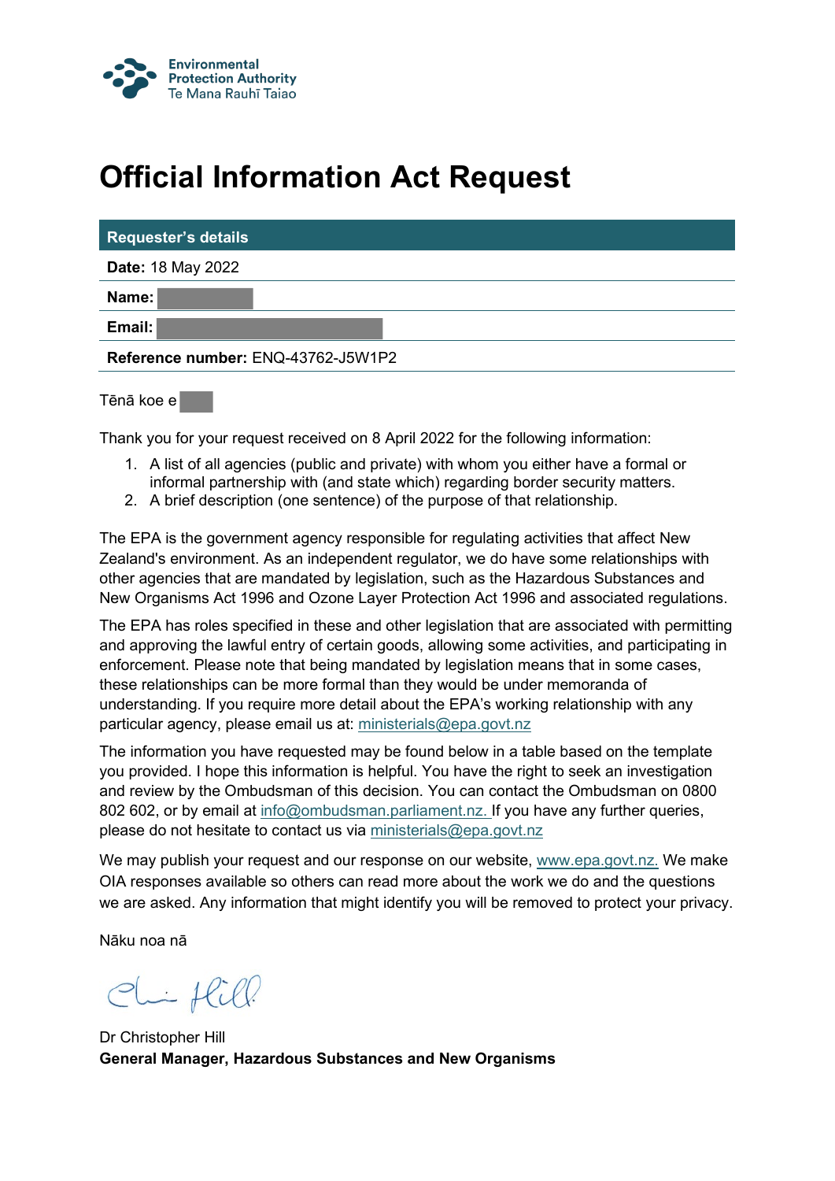Environmental Protection Authority
Te Mana Rauhī Taiao

# Official Information Act Request

| Requester's details |
| --- |
| **Date:** 18 May 2022 |
| **Name:** |
| **Email:** |
| **Reference number:** ENQ-43762-J5W1P2 |

Tēnā koe e

Thank you for your request received on 8 April 2022 for the following information:

1. A list of all agencies (public and private) with whom you either have a formal or informal partnership with (and state which) regarding border security matters.
2. A brief description (one sentence) of the purpose of that relationship.

The EPA is the government agency responsible for regulating activities that affect New Zealand's environment. As an independent regulator, we do have some relationships with other agencies that are mandated by legislation, such as the Hazardous Substances and New Organisms Act 1996 and Ozone Layer Protection Act 1996 and associated regulations.

The EPA has roles specified in these and other legislation that are associated with permitting and approving the lawful entry of certain goods, allowing some activities, and participating in enforcement. Please note that being mandated by legislation means that in some cases, these relationships can be more formal than they would be under memoranda of understanding. If you require more detail about the EPA's working relationship with any particular agency, please email us at: ministerials@epa.govt.nz

The information you have requested may be found below in a table based on the template you provided. I hope this information is helpful. You have the right to seek an investigation and review by the Ombudsman of this decision. You can contact the Ombudsman on 0800 802 602, or by email at info@ombudsman.parliament.nz. If you have any further queries, please do not hesitate to contact us via ministerials@epa.govt.nz

We may publish your request and our response on our website, www.epa.govt.nz. We make OIA responses available so others can read more about the work we do and the questions we are asked. Any information that might identify you will be removed to protect your privacy.

Nāku noa nā

Dr Christopher Hill
**General Manager, Hazardous Substances and New Organisms**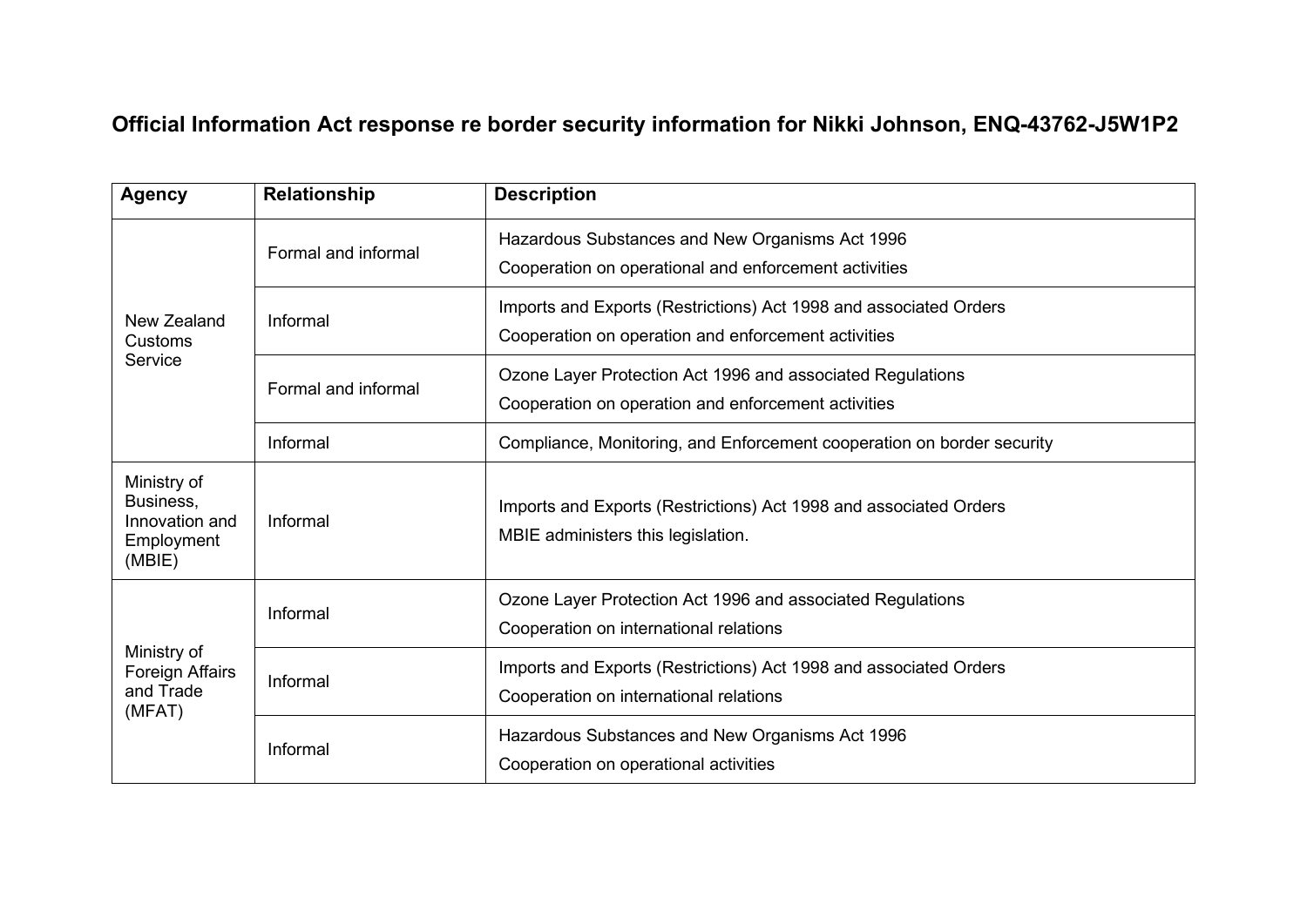# Official Information Act response re border security information for Nikki Johnson, ENQ-43762-J5W1P2

| Agency | Relationship | Description |
|---|---|---|
| New Zealand Customs Service | Formal and informal | Hazardous Substances and New Organisms Act 1996<br>Cooperation on operational and enforcement activities |
| | Informal | Imports and Exports (Restrictions) Act 1998 and associated Orders<br>Cooperation on operation and enforcement activities |
| | Formal and informal | Ozone Layer Protection Act 1996 and associated Regulations<br>Cooperation on operation and enforcement activities |
| | Informal | Compliance, Monitoring, and Enforcement cooperation on border security |
| Ministry of Business, Innovation and Employment (MBIE) | Informal | Imports and Exports (Restrictions) Act 1998 and associated Orders<br>MBIE administers this legislation. |
| Ministry of Foreign Affairs and Trade (MFAT) | Informal | Ozone Layer Protection Act 1996 and associated Regulations<br>Cooperation on international relations |
| | Informal | Imports and Exports (Restrictions) Act 1998 and associated Orders<br>Cooperation on international relations |
| | Informal | Hazardous Substances and New Organisms Act 1996<br>Cooperation on operational activities |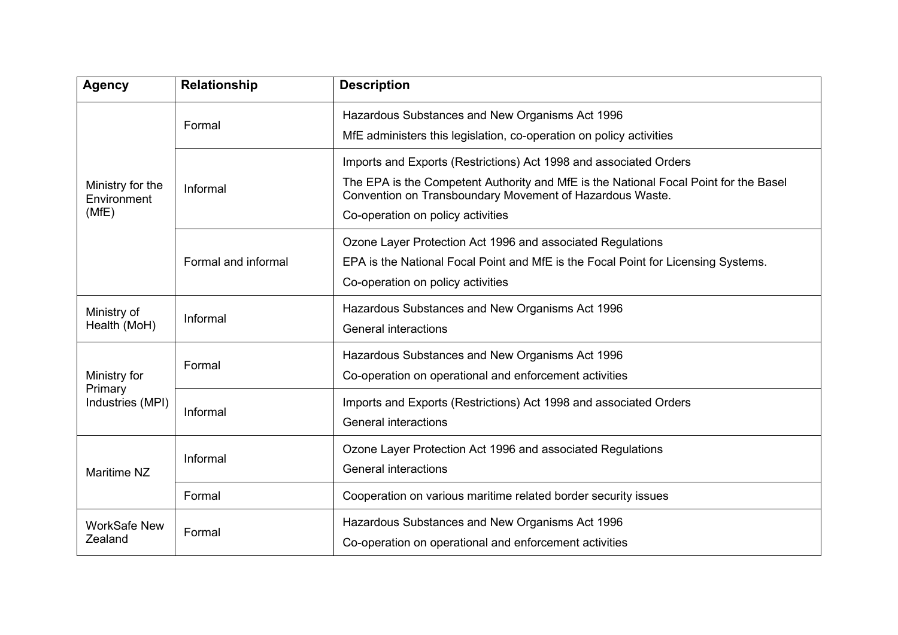| Agency | Relationship | Description |
| --- | --- | --- |
| Ministry for the Environment (MfE) | Formal | Hazardous Substances and New Organisms Act 1996<br>MfE administers this legislation, co-operation on policy activities |
| | Informal | Imports and Exports (Restrictions) Act 1998 and associated Orders<br>The EPA is the Competent Authority and MfE is the National Focal Point for the Basel Convention on Transboundary Movement of Hazardous Waste.<br>Co-operation on policy activities |
| | Formal and informal | Ozone Layer Protection Act 1996 and associated Regulations<br>EPA is the National Focal Point and MfE is the Focal Point for Licensing Systems.<br>Co-operation on policy activities |
| Ministry of Health (MoH) | Informal | Hazardous Substances and New Organisms Act 1996<br>General interactions |
| Ministry for Primary Industries (MPI) | Formal | Hazardous Substances and New Organisms Act 1996<br>Co-operation on operational and enforcement activities |
| | Informal | Imports and Exports (Restrictions) Act 1998 and associated Orders<br>General interactions |
| Maritime NZ | Informal | Ozone Layer Protection Act 1996 and associated Regulations<br>General interactions |
| | Formal | Cooperation on various maritime related border security issues |
| WorkSafe New Zealand | Formal | Hazardous Substances and New Organisms Act 1996<br>Co-operation on operational and enforcement activities |